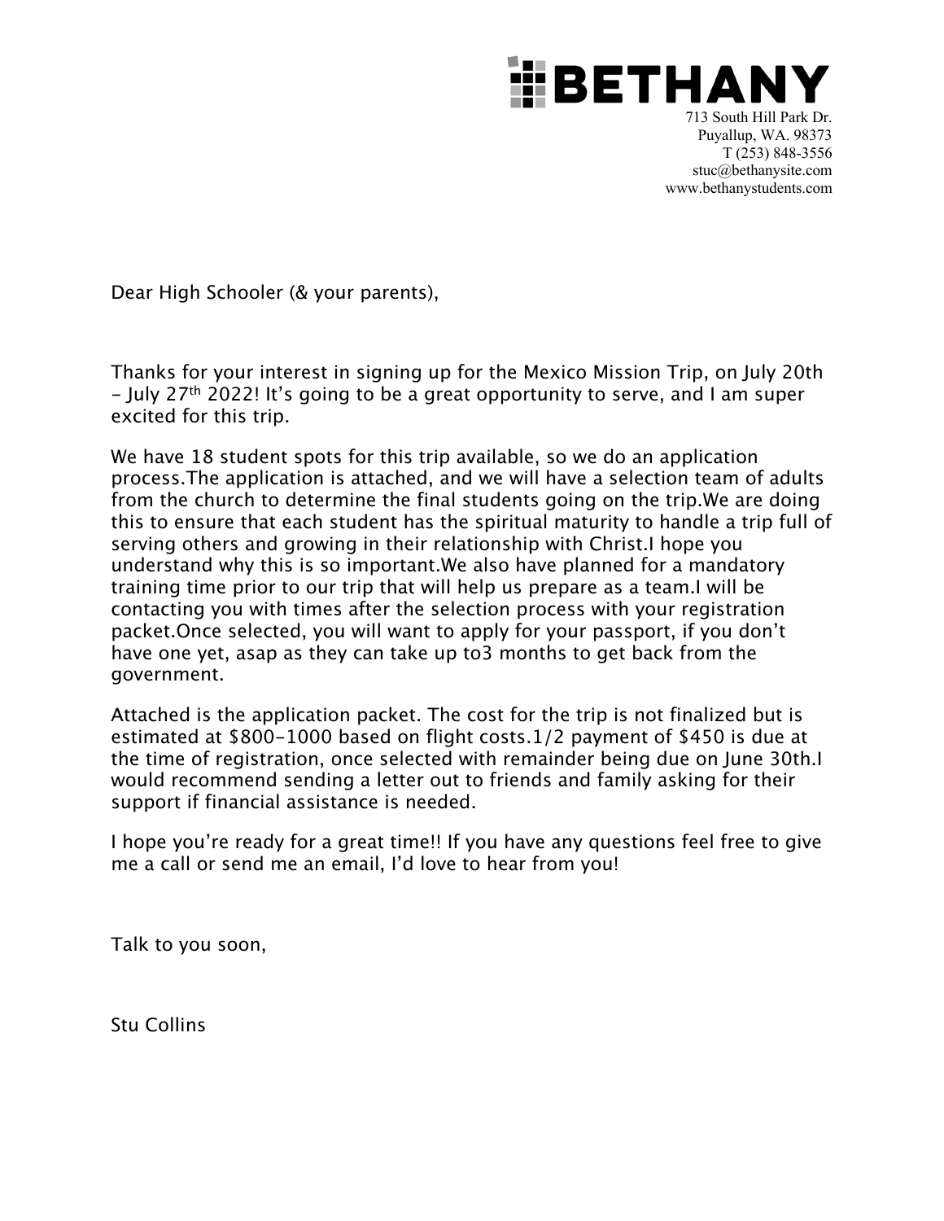**BETHANY**

713 South Hill Park Dr.
Puyallup, WA. 98373
T (253) 848-3556
stuc@bethanysite.com
www.bethanystudents.com

Dear High Schooler (& your parents),

Thanks for your interest in signing up for the Mexico Mission Trip, on July 20th – July 27th 2022! It's going to be a great opportunity to serve, and I am super excited for this trip.

We have 18 student spots for this trip available, so we do an application process.The application is attached, and we will have a selection team of adults from the church to determine the final students going on the trip.We are doing this to ensure that each student has the spiritual maturity to handle a trip full of serving others and growing in their relationship with Christ.I hope you understand why this is so important.We also have planned for a mandatory training time prior to our trip that will help us prepare as a team.I will be contacting you with times after the selection process with your registration packet.Once selected, you will want to apply for your passport, if you don't have one yet, asap as they can take up to3 months to get back from the government.

Attached is the application packet. The cost for the trip is not finalized but is estimated at $800-1000 based on flight costs.1/2 payment of $450 is due at the time of registration, once selected with remainder being due on June 30th.I would recommend sending a letter out to friends and family asking for their support if financial assistance is needed.

I hope you're ready for a great time!! If you have any questions feel free to give me a call or send me an email, I'd love to hear from you!

Talk to you soon,

Stu Collins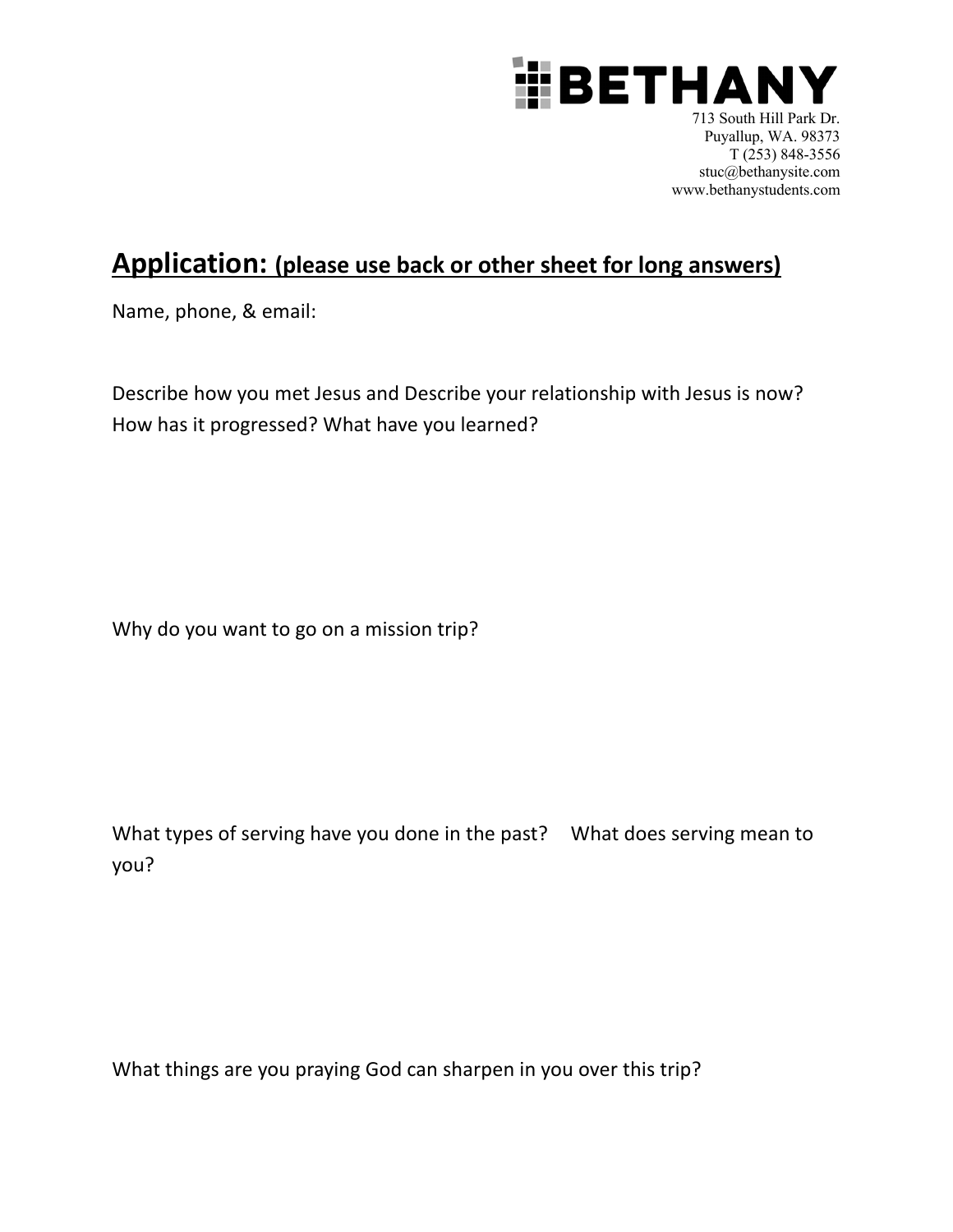**BETHANY**

713 South Hill Park Dr.
Puyallup, WA. 98373
T (253) 848-3556
stuc@bethanysite.com
www.bethanystudents.com

## Application: (please use back or other sheet for long answers)

Name, phone, & email:

Describe how you met Jesus and Describe your relationship with Jesus is now? How has it progressed? What have you learned?

Why do you want to go on a mission trip?

What types of serving have you done in the past? What does serving mean to you?

What things are you praying God can sharpen in you over this trip?